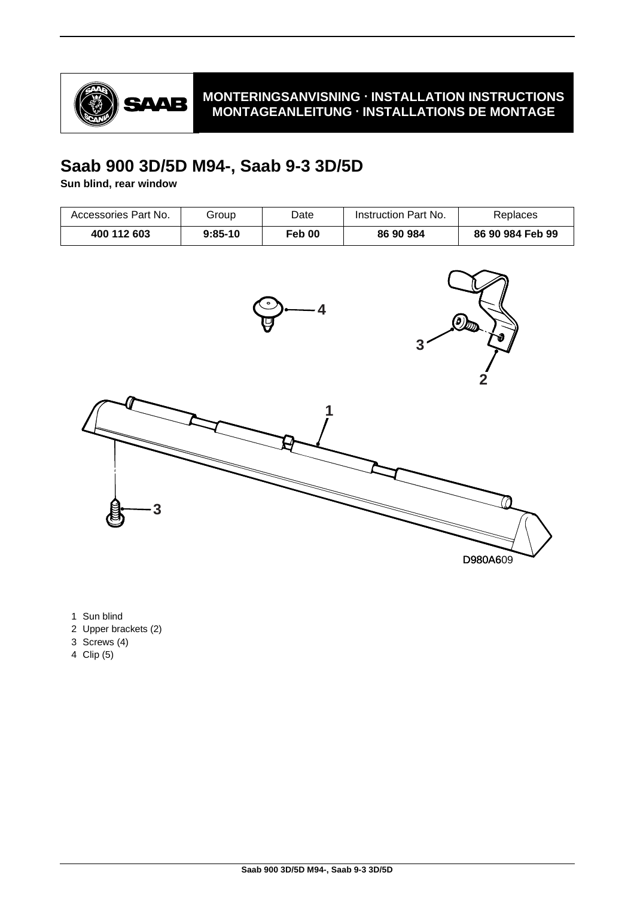**MONTERINGSANVISNING · INSTALLATION INSTRUCTIONS**
**MONTAGEANLEITUNG · INSTALLATIONS DE MONTAGE**

# Saab 900 3D/5D M94-, Saab 9-3 3D/5D

**Sun blind, rear window**

| Accessories Part No. | Group | Date | Instruction Part No. | Replaces |
|---|---|---|---|---|
| **400 112 603** | **9:85-10** | **Feb 00** | **86 90 984** | **86 90 984 Feb 99** |

D980A609

1 Sun blind
2 Upper brackets (2)
3 Screws (4)
4 Clip (5)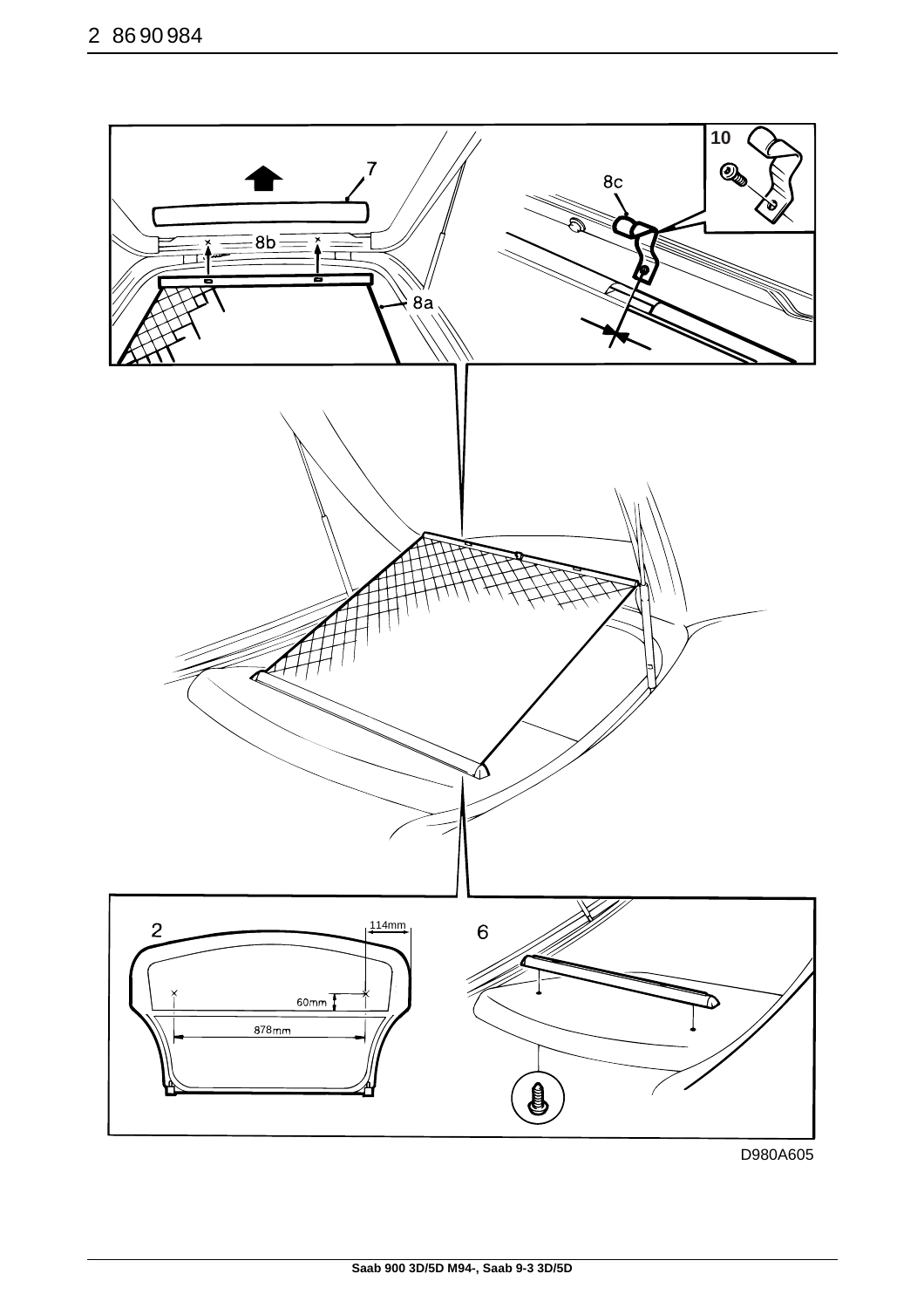7

8b

8a

8c

10

2

114mm

60mm

878mm

6

D980A605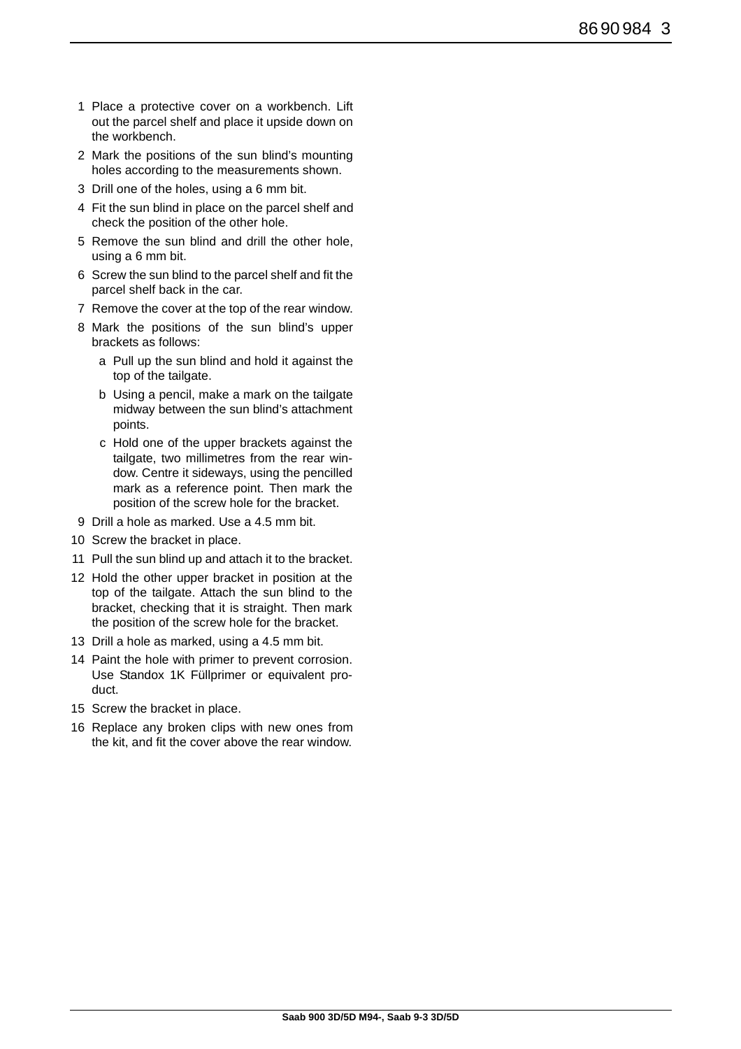1. Place a protective cover on a workbench. Lift out the parcel shelf and place it upside down on the workbench.
2. Mark the positions of the sun blind's mounting holes according to the measurements shown.
3. Drill one of the holes, using a 6 mm bit.
4. Fit the sun blind in place on the parcel shelf and check the position of the other hole.
5. Remove the sun blind and drill the other hole, using a 6 mm bit.
6. Screw the sun blind to the parcel shelf and fit the parcel shelf back in the car.
7. Remove the cover at the top of the rear window.
8. Mark the positions of the sun blind's upper brackets as follows:
   - a Pull up the sun blind and hold it against the top of the tailgate.
   - b Using a pencil, make a mark on the tailgate midway between the sun blind's attachment points.
   - c Hold one of the upper brackets against the tailgate, two millimetres from the rear window. Centre it sideways, using the pencilled mark as a reference point. Then mark the position of the screw hole for the bracket.
9. Drill a hole as marked. Use a 4.5 mm bit.
10. Screw the bracket in place.
11. Pull the sun blind up and attach it to the bracket.
12. Hold the other upper bracket in position at the top of the tailgate. Attach the sun blind to the bracket, checking that it is straight. Then mark the position of the screw hole for the bracket.
13. Drill a hole as marked, using a 4.5 mm bit.
14. Paint the hole with primer to prevent corrosion. Use Standox 1K Füllprimer or equivalent product.
15. Screw the bracket in place.
16. Replace any broken clips with new ones from the kit, and fit the cover above the rear window.